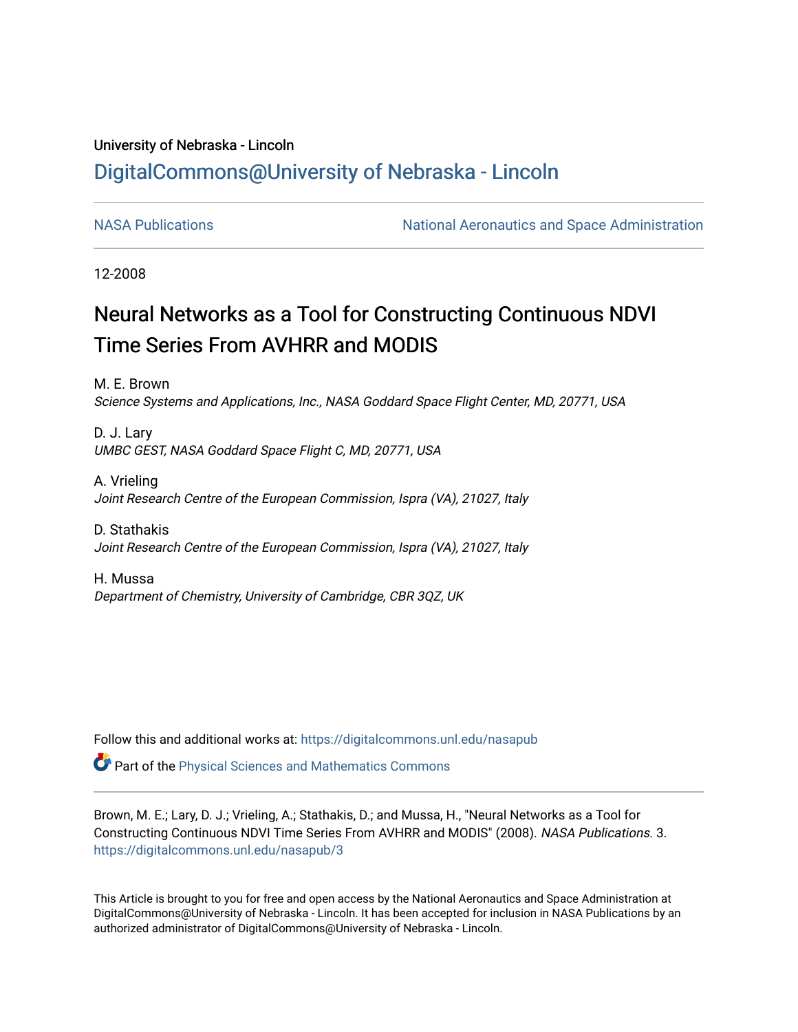University of Nebraska - Lincoln

## DigitalCommons@University of Nebraska - Lincoln

NASA Publications

National Aeronautics and Space Administration

12-2008

# Neural Networks as a Tool for Constructing Continuous NDVI Time Series From AVHRR and MODIS

M. E. Brown
*Science Systems and Applications, Inc., NASA Goddard Space Flight Center, MD, 20771, USA*

D. J. Lary
*UMBC GEST, NASA Goddard Space Flight C, MD, 20771, USA*

A. Vrieling
*Joint Research Centre of the European Commission, Ispra (VA), 21027, Italy*

D. Stathakis
*Joint Research Centre of the European Commission, Ispra (VA), 21027, Italy*

H. Mussa
*Department of Chemistry, University of Cambridge, CBR 3QZ, UK*

Follow this and additional works at: https://digitalcommons.unl.edu/nasapub

Part of the Physical Sciences and Mathematics Commons

Brown, M. E.; Lary, D. J.; Vrieling, A.; Stathakis, D.; and Mussa, H., "Neural Networks as a Tool for Constructing Continuous NDVI Time Series From AVHRR and MODIS" (2008). *NASA Publications*. 3.
https://digitalcommons.unl.edu/nasapub/3

This Article is brought to you for free and open access by the National Aeronautics and Space Administration at DigitalCommons@University of Nebraska - Lincoln. It has been accepted for inclusion in NASA Publications by an authorized administrator of DigitalCommons@University of Nebraska - Lincoln.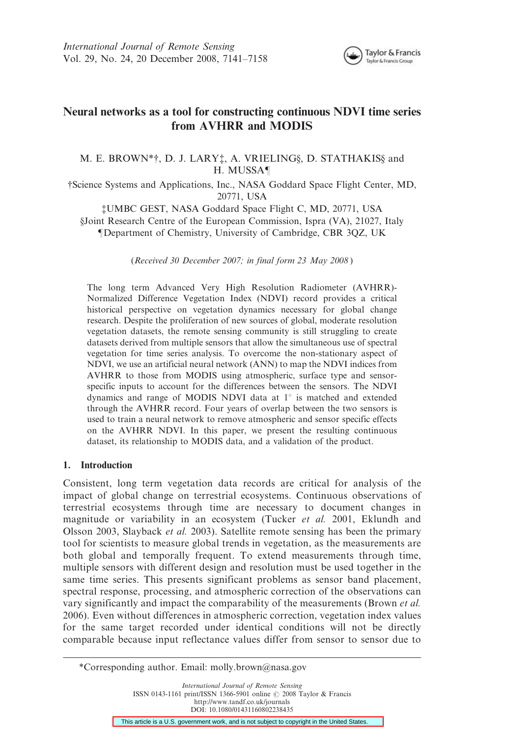# Neural networks as a tool for constructing continuous NDVI time series from AVHRR and MODIS

M. E. BROWN*†, D. J. LARY‡, A. VRIELING§, D. STATHAKIS§ and H. MUSSA¶

†Science Systems and Applications, Inc., NASA Goddard Space Flight Center, MD, 20771, USA

‡UMBC GEST, NASA Goddard Space Flight C, MD, 20771, USA

§Joint Research Centre of the European Commission, Ispra (VA), 21027, Italy

¶Department of Chemistry, University of Cambridge, CBR 3QZ, UK

(*Received 30 December 2007; in final form 23 May 2008*)

The long term Advanced Very High Resolution Radiometer (AVHRR)-Normalized Difference Vegetation Index (NDVI) record provides a critical historical perspective on vegetation dynamics necessary for global change research. Despite the proliferation of new sources of global, moderate resolution vegetation datasets, the remote sensing community is still struggling to create datasets derived from multiple sensors that allow the simultaneous use of spectral vegetation for time series analysis. To overcome the non-stationary aspect of NDVI, we use an artificial neural network (ANN) to map the NDVI indices from AVHRR to those from MODIS using atmospheric, surface type and sensor-specific inputs to account for the differences between the sensors. The NDVI dynamics and range of MODIS NDVI data at 1° is matched and extended through the AVHRR record. Four years of overlap between the two sensors is used to train a neural network to remove atmospheric and sensor specific effects on the AVHRR NDVI. In this paper, we present the resulting continuous dataset, its relationship to MODIS data, and a validation of the product.

## 1. Introduction

Consistent, long term vegetation data records are critical for analysis of the impact of global change on terrestrial ecosystems. Continuous observations of terrestrial ecosystems through time are necessary to document changes in magnitude or variability in an ecosystem (Tucker *et al.* 2001, Eklundh and Olsson 2003, Slayback *et al.* 2003). Satellite remote sensing has been the primary tool for scientists to measure global trends in vegetation, as the measurements are both global and temporally frequent. To extend measurements through time, multiple sensors with different design and resolution must be used together in the same time series. This presents significant problems as sensor band placement, spectral response, processing, and atmospheric correction of the observations can vary significantly and impact the comparability of the measurements (Brown *et al.* 2006). Even without differences in atmospheric correction, vegetation index values for the same target recorded under identical conditions will not be directly comparable because input reflectance values differ from sensor to sensor due to

*Corresponding author. Email: molly.brown@nasa.gov

International Journal of Remote Sensing
ISSN 0143-1161 print/ISSN 1366-5901 online © 2008 Taylor & Francis
http://www.tandf.co.uk/journals
DOI: 10.1080/01431160802238435

This article is a U.S. government work, and is not subject to copyright in the United States.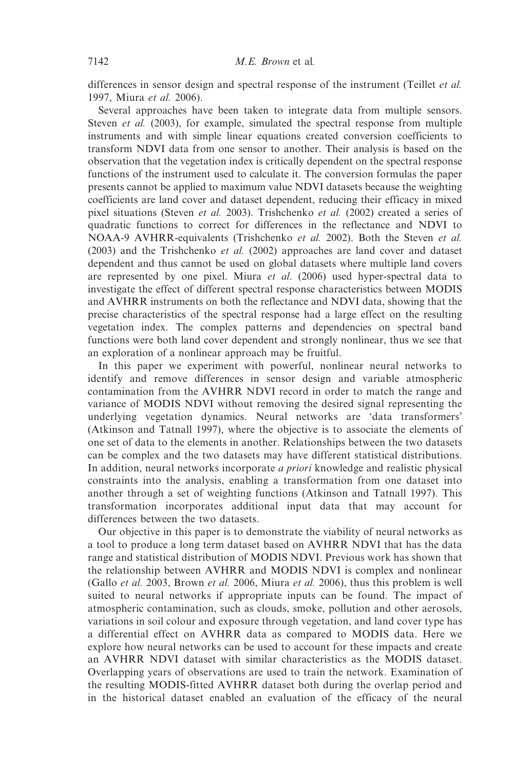differences in sensor design and spectral response of the instrument (Teillet *et al.* 1997, Miura *et al.* 2006).

Several approaches have been taken to integrate data from multiple sensors. Steven *et al.* (2003), for example, simulated the spectral response from multiple instruments and with simple linear equations created conversion coefficients to transform NDVI data from one sensor to another. Their analysis is based on the observation that the vegetation index is critically dependent on the spectral response functions of the instrument used to calculate it. The conversion formulas the paper presents cannot be applied to maximum value NDVI datasets because the weighting coefficients are land cover and dataset dependent, reducing their efficacy in mixed pixel situations (Steven *et al.* 2003). Trishchenko *et al.* (2002) created a series of quadratic functions to correct for differences in the reflectance and NDVI to NOAA-9 AVHRR-equivalents (Trishchenko *et al.* 2002). Both the Steven *et al.* (2003) and the Trishchenko *et al.* (2002) approaches are land cover and dataset dependent and thus cannot be used on global datasets where multiple land covers are represented by one pixel. Miura *et al*. (2006) used hyper-spectral data to investigate the effect of different spectral response characteristics between MODIS and AVHRR instruments on both the reflectance and NDVI data, showing that the precise characteristics of the spectral response had a large effect on the resulting vegetation index. The complex patterns and dependencies on spectral band functions were both land cover dependent and strongly nonlinear, thus we see that an exploration of a nonlinear approach may be fruitful.

In this paper we experiment with powerful, nonlinear neural networks to identify and remove differences in sensor design and variable atmospheric contamination from the AVHRR NDVI record in order to match the range and variance of MODIS NDVI without removing the desired signal representing the underlying vegetation dynamics. Neural networks are 'data transformers' (Atkinson and Tatnall 1997), where the objective is to associate the elements of one set of data to the elements in another. Relationships between the two datasets can be complex and the two datasets may have different statistical distributions. In addition, neural networks incorporate *a priori* knowledge and realistic physical constraints into the analysis, enabling a transformation from one dataset into another through a set of weighting functions (Atkinson and Tatnall 1997). This transformation incorporates additional input data that may account for differences between the two datasets.

Our objective in this paper is to demonstrate the viability of neural networks as a tool to produce a long term dataset based on AVHRR NDVI that has the data range and statistical distribution of MODIS NDVI. Previous work has shown that the relationship between AVHRR and MODIS NDVI is complex and nonlinear (Gallo *et al.* 2003, Brown *et al.* 2006, Miura *et al.* 2006), thus this problem is well suited to neural networks if appropriate inputs can be found. The impact of atmospheric contamination, such as clouds, smoke, pollution and other aerosols, variations in soil colour and exposure through vegetation, and land cover type has a differential effect on AVHRR data as compared to MODIS data. Here we explore how neural networks can be used to account for these impacts and create an AVHRR NDVI dataset with similar characteristics as the MODIS dataset. Overlapping years of observations are used to train the network. Examination of the resulting MODIS-fitted AVHRR dataset both during the overlap period and in the historical dataset enabled an evaluation of the efficacy of the neural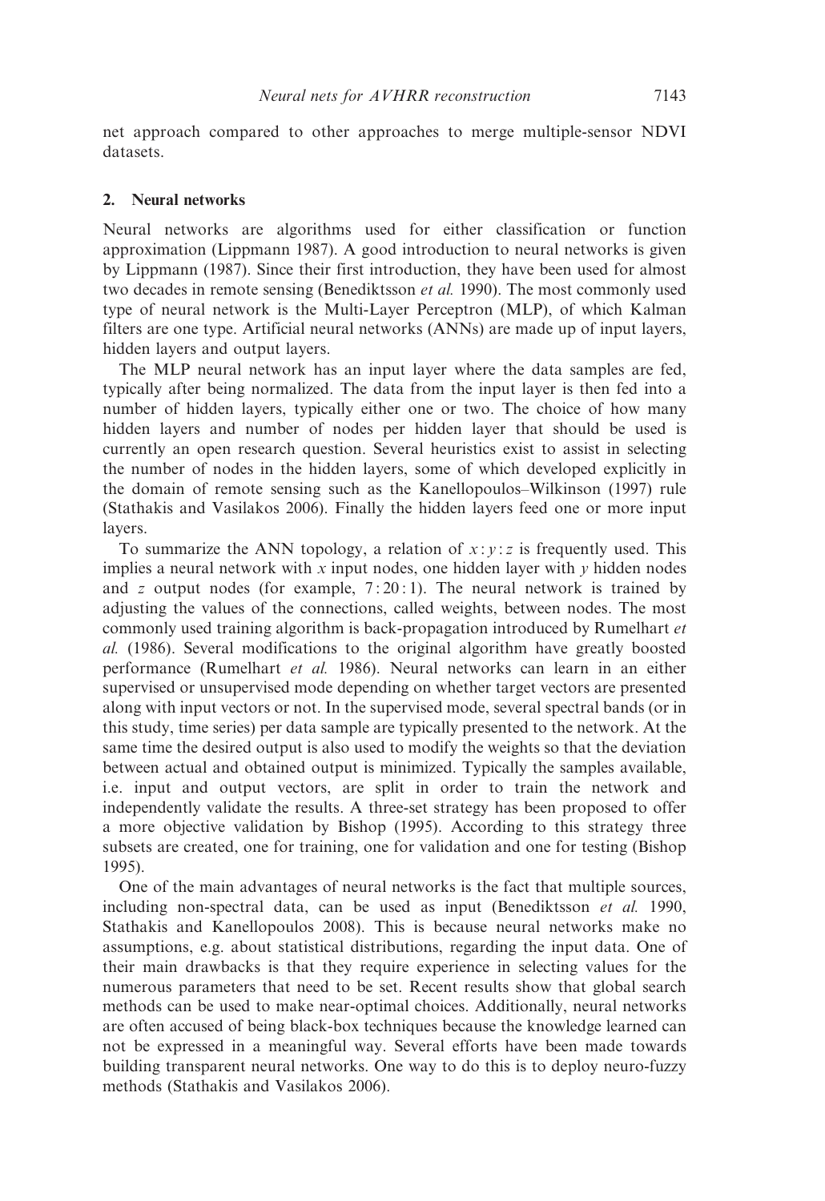net approach compared to other approaches to merge multiple-sensor NDVI datasets.

## 2. Neural networks

Neural networks are algorithms used for either classification or function approximation (Lippmann 1987). A good introduction to neural networks is given by Lippmann (1987). Since their first introduction, they have been used for almost two decades in remote sensing (Benediktsson *et al.* 1990). The most commonly used type of neural network is the Multi-Layer Perceptron (MLP), of which Kalman filters are one type. Artificial neural networks (ANNs) are made up of input layers, hidden layers and output layers.

The MLP neural network has an input layer where the data samples are fed, typically after being normalized. The data from the input layer is then fed into a number of hidden layers, typically either one or two. The choice of how many hidden layers and number of nodes per hidden layer that should be used is currently an open research question. Several heuristics exist to assist in selecting the number of nodes in the hidden layers, some of which developed explicitly in the domain of remote sensing such as the Kanellopoulos–Wilkinson (1997) rule (Stathakis and Vasilakos 2006). Finally the hidden layers feed one or more input layers.

To summarize the ANN topology, a relation of $x:y:z$ is frequently used. This implies a neural network with $x$ input nodes, one hidden layer with $y$ hidden nodes and $z$ output nodes (for example, $7:20:1$). The neural network is trained by adjusting the values of the connections, called weights, between nodes. The most commonly used training algorithm is back-propagation introduced by Rumelhart *et al.* (1986). Several modifications to the original algorithm have greatly boosted performance (Rumelhart *et al.* 1986). Neural networks can learn in an either supervised or unsupervised mode depending on whether target vectors are presented along with input vectors or not. In the supervised mode, several spectral bands (or in this study, time series) per data sample are typically presented to the network. At the same time the desired output is also used to modify the weights so that the deviation between actual and obtained output is minimized. Typically the samples available, i.e. input and output vectors, are split in order to train the network and independently validate the results. A three-set strategy has been proposed to offer a more objective validation by Bishop (1995). According to this strategy three subsets are created, one for training, one for validation and one for testing (Bishop 1995).

One of the main advantages of neural networks is the fact that multiple sources, including non-spectral data, can be used as input (Benediktsson *et al.* 1990, Stathakis and Kanellopoulos 2008). This is because neural networks make no assumptions, e.g. about statistical distributions, regarding the input data. One of their main drawbacks is that they require experience in selecting values for the numerous parameters that need to be set. Recent results show that global search methods can be used to make near-optimal choices. Additionally, neural networks are often accused of being black-box techniques because the knowledge learned can not be expressed in a meaningful way. Several efforts have been made towards building transparent neural networks. One way to do this is to deploy neuro-fuzzy methods (Stathakis and Vasilakos 2006).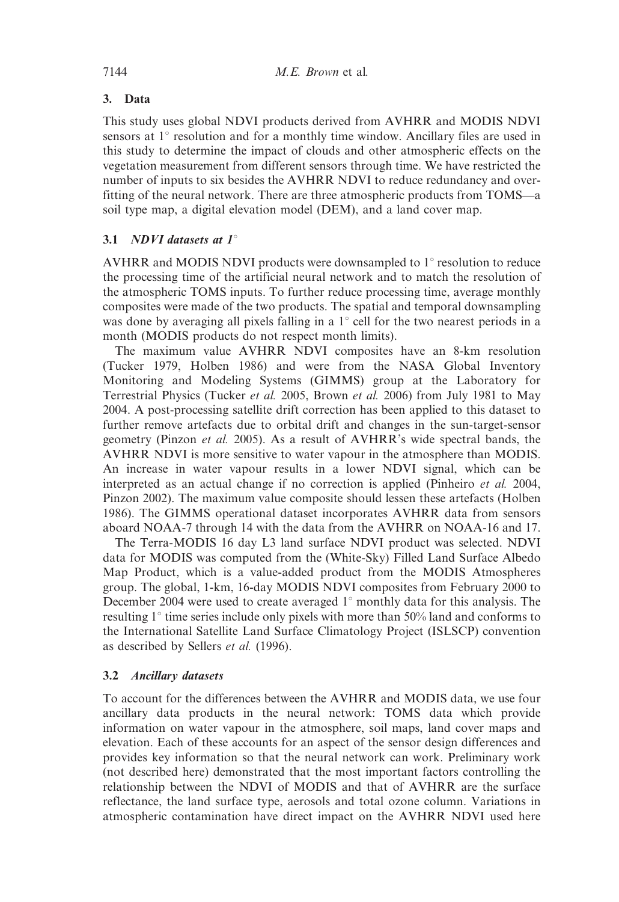## 3. Data

This study uses global NDVI products derived from AVHRR and MODIS NDVI sensors at 1° resolution and for a monthly time window. Ancillary files are used in this study to determine the impact of clouds and other atmospheric effects on the vegetation measurement from different sensors through time. We have restricted the number of inputs to six besides the AVHRR NDVI to reduce redundancy and over-fitting of the neural network. There are three atmospheric products from TOMS—a soil type map, a digital elevation model (DEM), and a land cover map.

### 3.1 *NDVI datasets at 1°*

AVHRR and MODIS NDVI products were downsampled to 1° resolution to reduce the processing time of the artificial neural network and to match the resolution of the atmospheric TOMS inputs. To further reduce processing time, average monthly composites were made of the two products. The spatial and temporal downsampling was done by averaging all pixels falling in a 1° cell for the two nearest periods in a month (MODIS products do not respect month limits).

The maximum value AVHRR NDVI composites have an 8-km resolution (Tucker 1979, Holben 1986) and were from the NASA Global Inventory Monitoring and Modeling Systems (GIMMS) group at the Laboratory for Terrestrial Physics (Tucker *et al.* 2005, Brown *et al.* 2006) from July 1981 to May 2004. A post-processing satellite drift correction has been applied to this dataset to further remove artefacts due to orbital drift and changes in the sun-target-sensor geometry (Pinzon *et al.* 2005). As a result of AVHRR's wide spectral bands, the AVHRR NDVI is more sensitive to water vapour in the atmosphere than MODIS. An increase in water vapour results in a lower NDVI signal, which can be interpreted as an actual change if no correction is applied (Pinheiro *et al.* 2004, Pinzon 2002). The maximum value composite should lessen these artefacts (Holben 1986). The GIMMS operational dataset incorporates AVHRR data from sensors aboard NOAA-7 through 14 with the data from the AVHRR on NOAA-16 and 17.

The Terra-MODIS 16 day L3 land surface NDVI product was selected. NDVI data for MODIS was computed from the (White-Sky) Filled Land Surface Albedo Map Product, which is a value-added product from the MODIS Atmospheres group. The global, 1-km, 16-day MODIS NDVI composites from February 2000 to December 2004 were used to create averaged 1° monthly data for this analysis. The resulting 1° time series include only pixels with more than 50% land and conforms to the International Satellite Land Surface Climatology Project (ISLSCP) convention as described by Sellers *et al.* (1996).

### 3.2 *Ancillary datasets*

To account for the differences between the AVHRR and MODIS data, we use four ancillary data products in the neural network: TOMS data which provide information on water vapour in the atmosphere, soil maps, land cover maps and elevation. Each of these accounts for an aspect of the sensor design differences and provides key information so that the neural network can work. Preliminary work (not described here) demonstrated that the most important factors controlling the relationship between the NDVI of MODIS and that of AVHRR are the surface reflectance, the land surface type, aerosols and total ozone column. Variations in atmospheric contamination have direct impact on the AVHRR NDVI used here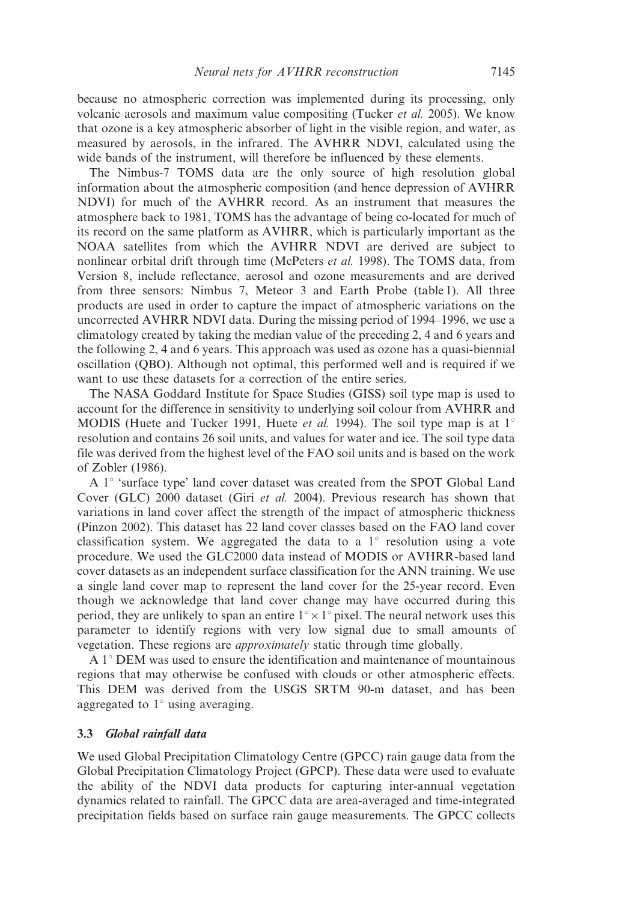because no atmospheric correction was implemented during its processing, only volcanic aerosols and maximum value compositing (Tucker *et al.* 2005). We know that ozone is a key atmospheric absorber of light in the visible region, and water, as measured by aerosols, in the infrared. The AVHRR NDVI, calculated using the wide bands of the instrument, will therefore be influenced by these elements.

The Nimbus-7 TOMS data are the only source of high resolution global information about the atmospheric composition (and hence depression of AVHRR NDVI) for much of the AVHRR record. As an instrument that measures the atmosphere back to 1981, TOMS has the advantage of being co-located for much of its record on the same platform as AVHRR, which is particularly important as the NOAA satellites from which the AVHRR NDVI are derived are subject to nonlinear orbital drift through time (McPeters *et al.* 1998). The TOMS data, from Version 8, include reflectance, aerosol and ozone measurements and are derived from three sensors: Nimbus 7, Meteor 3 and Earth Probe (table 1). All three products are used in order to capture the impact of atmospheric variations on the uncorrected AVHRR NDVI data. During the missing period of 1994–1996, we use a climatology created by taking the median value of the preceding 2, 4 and 6 years and the following 2, 4 and 6 years. This approach was used as ozone has a quasi-biennial oscillation (QBO). Although not optimal, this performed well and is required if we want to use these datasets for a correction of the entire series.

The NASA Goddard Institute for Space Studies (GISS) soil type map is used to account for the difference in sensitivity to underlying soil colour from AVHRR and MODIS (Huete and Tucker 1991, Huete *et al.* 1994). The soil type map is at $1^\circ$ resolution and contains 26 soil units, and values for water and ice. The soil type data file was derived from the highest level of the FAO soil units and is based on the work of Zobler (1986).

A $1^\circ$ 'surface type' land cover dataset was created from the SPOT Global Land Cover (GLC) 2000 dataset (Giri *et al.* 2004). Previous research has shown that variations in land cover affect the strength of the impact of atmospheric thickness (Pinzon 2002). This dataset has 22 land cover classes based on the FAO land cover classification system. We aggregated the data to a $1^\circ$ resolution using a vote procedure. We used the GLC2000 data instead of MODIS or AVHRR-based land cover datasets as an independent surface classification for the ANN training. We use a single land cover map to represent the land cover for the 25-year record. Even though we acknowledge that land cover change may have occurred during this period, they are unlikely to span an entire $1^\circ \times 1^\circ$ pixel. The neural network uses this parameter to identify regions with very low signal due to small amounts of vegetation. These regions are *approximately* static through time globally.

A $1^\circ$ DEM was used to ensure the identification and maintenance of mountainous regions that may otherwise be confused with clouds or other atmospheric effects. This DEM was derived from the USGS SRTM 90-m dataset, and has been aggregated to $1^\circ$ using averaging.

### 3.3 *Global rainfall data*

We used Global Precipitation Climatology Centre (GPCC) rain gauge data from the Global Precipitation Climatology Project (GPCP). These data were used to evaluate the ability of the NDVI data products for capturing inter-annual vegetation dynamics related to rainfall. The GPCC data are area-averaged and time-integrated precipitation fields based on surface rain gauge measurements. The GPCC collects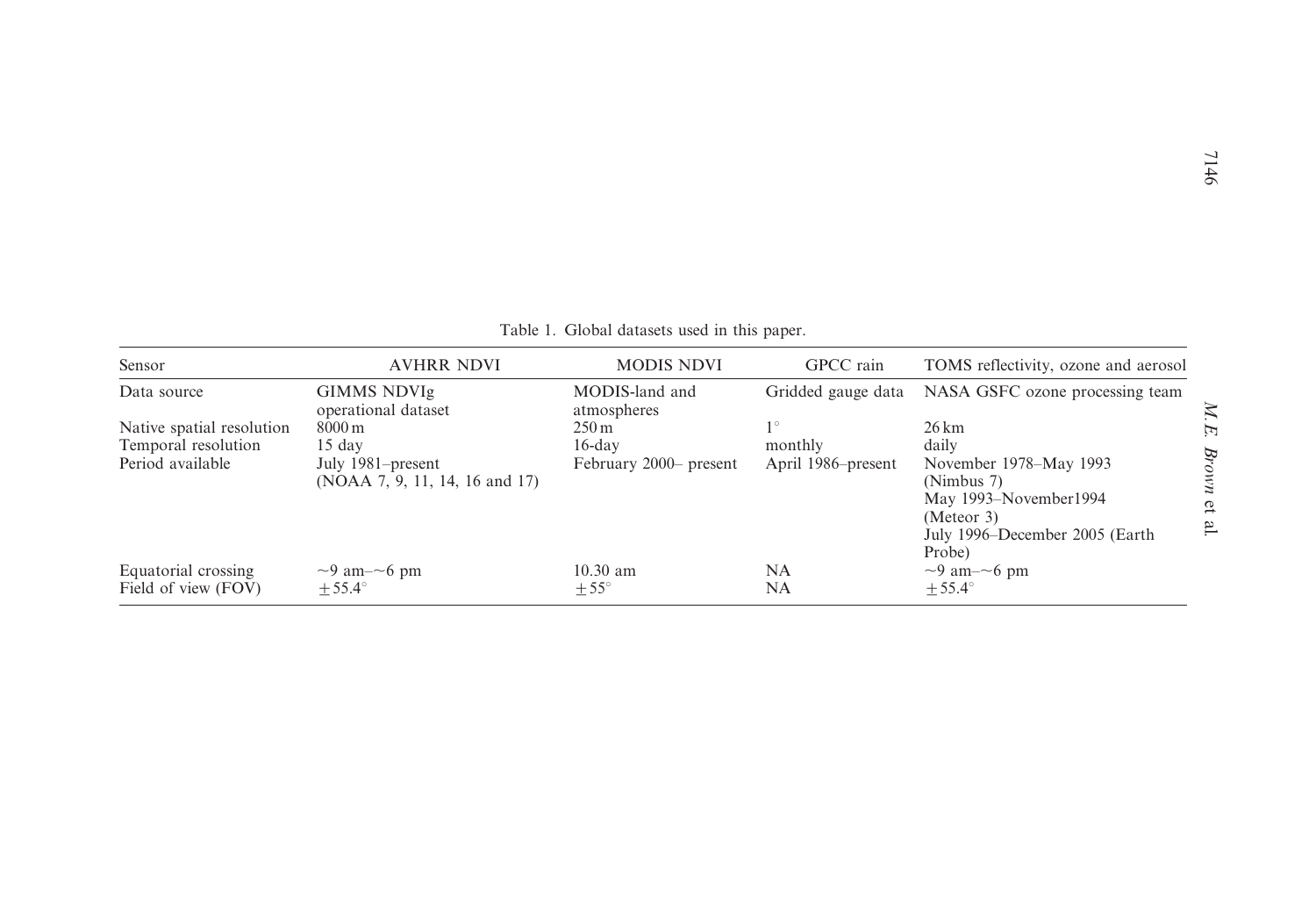Table 1. Global datasets used in this paper.

| Sensor | AVHRR NDVI | MODIS NDVI | GPCC rain | TOMS reflectivity, ozone and aerosol |
|---|---|---|---|---|
| Data source | GIMMS NDVIg operational dataset | MODIS-land and atmospheres | Gridded gauge data | NASA GSFC ozone processing team |
| Native spatial resolution | 8000 m | 250 m | $1^{\circ}$ | 26 km |
| Temporal resolution | 15 day | 16-day | monthly | daily |
| Period available | July 1981–present (NOAA 7, 9, 11, 14, 16 and 17) | February 2000– present | April 1986–present | November 1978–May 1993 (Nimbus 7) May 1993–November1994 (Meteor 3) July 1996–December 2005 (Earth Probe) |
| Equatorial crossing | ~9 am–~6 pm | 10.30 am | NA | ~9 am–~6 pm |
| Field of view (FOV) | $\pm 55.4^{\circ}$ | $\pm 55^{\circ}$ | NA | $\pm 55.4^{\circ}$ |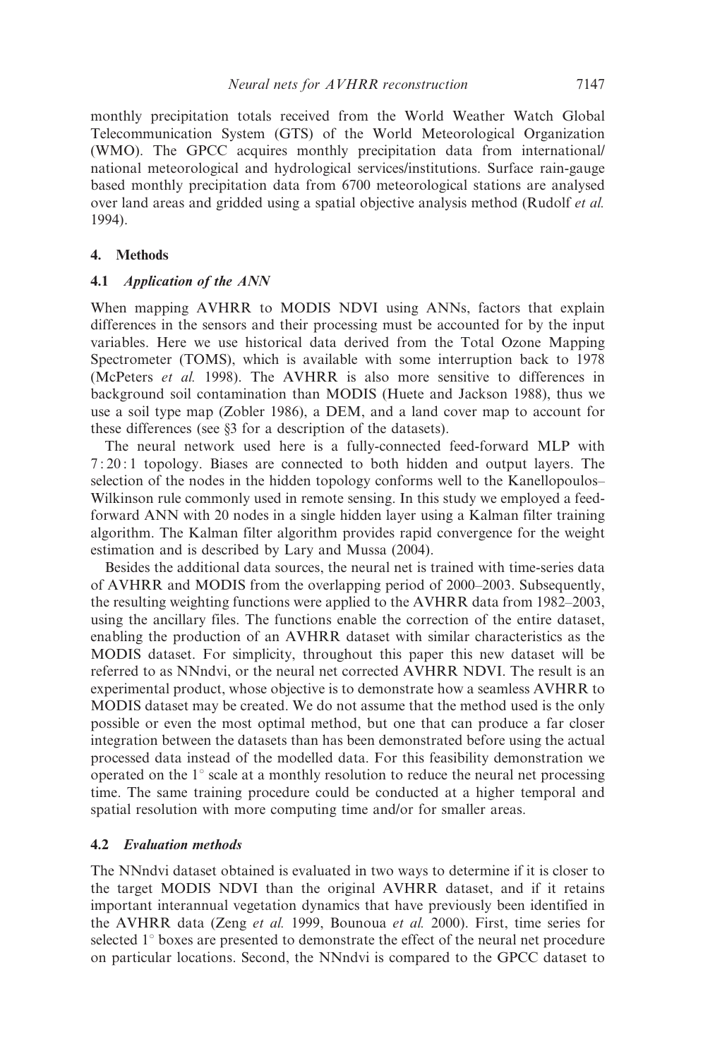monthly precipitation totals received from the World Weather Watch Global Telecommunication System (GTS) of the World Meteorological Organization (WMO). The GPCC acquires monthly precipitation data from international/national meteorological and hydrological services/institutions. Surface rain-gauge based monthly precipitation data from 6700 meteorological stations are analysed over land areas and gridded using a spatial objective analysis method (Rudolf *et al.* 1994).

## 4. Methods

### 4.1 *Application of the ANN*

When mapping AVHRR to MODIS NDVI using ANNs, factors that explain differences in the sensors and their processing must be accounted for by the input variables. Here we use historical data derived from the Total Ozone Mapping Spectrometer (TOMS), which is available with some interruption back to 1978 (McPeters *et al.* 1998). The AVHRR is also more sensitive to differences in background soil contamination than MODIS (Huete and Jackson 1988), thus we use a soil type map (Zobler 1986), a DEM, and a land cover map to account for these differences (see §3 for a description of the datasets).

The neural network used here is a fully-connected feed-forward MLP with 7 : 20 : 1 topology. Biases are connected to both hidden and output layers. The selection of the nodes in the hidden topology conforms well to the Kanellopoulos–Wilkinson rule commonly used in remote sensing. In this study we employed a feed-forward ANN with 20 nodes in a single hidden layer using a Kalman filter training algorithm. The Kalman filter algorithm provides rapid convergence for the weight estimation and is described by Lary and Mussa (2004).

Besides the additional data sources, the neural net is trained with time-series data of AVHRR and MODIS from the overlapping period of 2000–2003. Subsequently, the resulting weighting functions were applied to the AVHRR data from 1982–2003, using the ancillary files. The functions enable the correction of the entire dataset, enabling the production of an AVHRR dataset with similar characteristics as the MODIS dataset. For simplicity, throughout this paper this new dataset will be referred to as NNndvi, or the neural net corrected AVHRR NDVI. The result is an experimental product, whose objective is to demonstrate how a seamless AVHRR to MODIS dataset may be created. We do not assume that the method used is the only possible or even the most optimal method, but one that can produce a far closer integration between the datasets than has been demonstrated before using the actual processed data instead of the modelled data. For this feasibility demonstration we operated on the 1° scale at a monthly resolution to reduce the neural net processing time. The same training procedure could be conducted at a higher temporal and spatial resolution with more computing time and/or for smaller areas.

### 4.2 *Evaluation methods*

The NNndvi dataset obtained is evaluated in two ways to determine if it is closer to the target MODIS NDVI than the original AVHRR dataset, and if it retains important interannual vegetation dynamics that have previously been identified in the AVHRR data (Zeng *et al.* 1999, Bounoua *et al.* 2000). First, time series for selected 1° boxes are presented to demonstrate the effect of the neural net procedure on particular locations. Second, the NNndvi is compared to the GPCC dataset to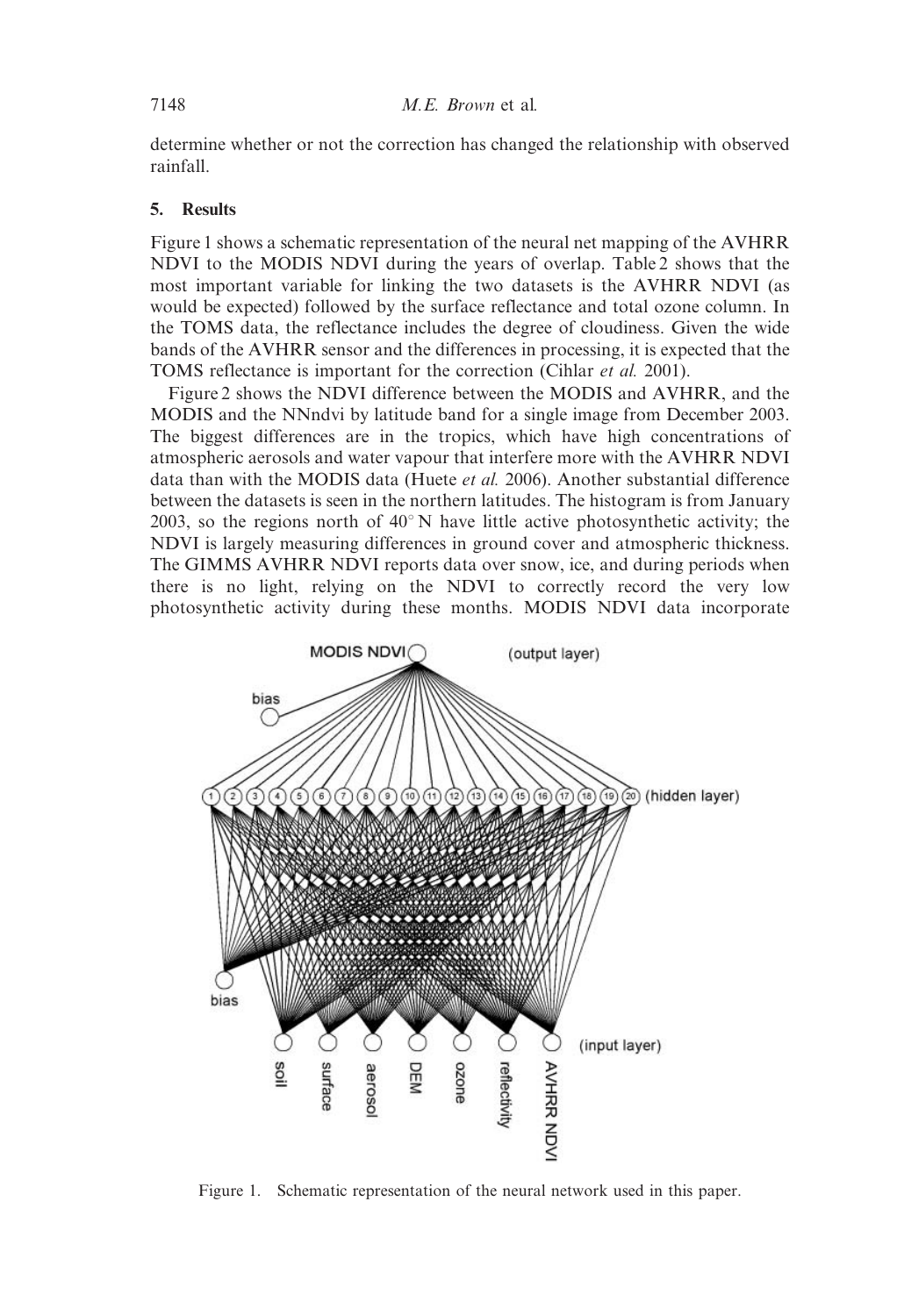determine whether or not the correction has changed the relationship with observed rainfall.

## 5. Results

Figure 1 shows a schematic representation of the neural net mapping of the AVHRR NDVI to the MODIS NDVI during the years of overlap. Table 2 shows that the most important variable for linking the two datasets is the AVHRR NDVI (as would be expected) followed by the surface reflectance and total ozone column. In the TOMS data, the reflectance includes the degree of cloudiness. Given the wide bands of the AVHRR sensor and the differences in processing, it is expected that the TOMS reflectance is important for the correction (Cihlar *et al.* 2001).

Figure 2 shows the NDVI difference between the MODIS and AVHRR, and the MODIS and the NNndvi by latitude band for a single image from December 2003. The biggest differences are in the tropics, which have high concentrations of atmospheric aerosols and water vapour that interfere more with the AVHRR NDVI data than with the MODIS data (Huete *et al.* 2006). Another substantial difference between the datasets is seen in the northern latitudes. The histogram is from January 2003, so the regions north of 40° N have little active photosynthetic activity; the NDVI is largely measuring differences in ground cover and atmospheric thickness. The GIMMS AVHRR NDVI reports data over snow, ice, and during periods when there is no light, relying on the NDVI to correctly record the very low photosynthetic activity during these months. MODIS NDVI data incorporate

Figure 1. Schematic representation of the neural network used in this paper.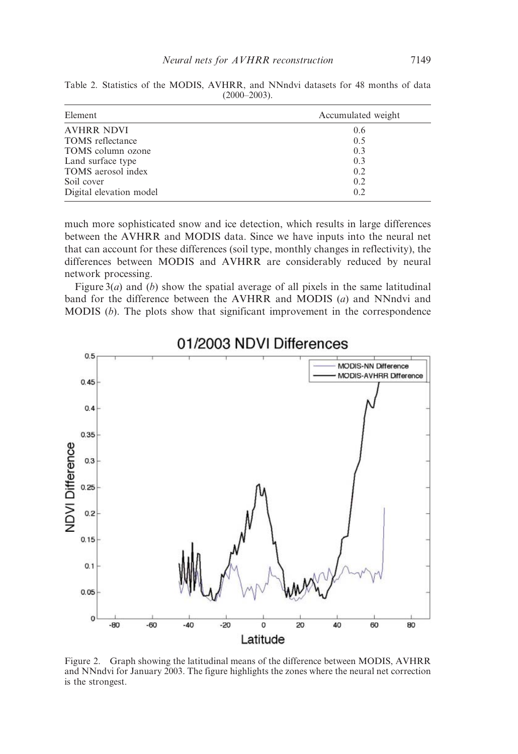Table 2. Statistics of the MODIS, AVHRR, and NNndvi datasets for 48 months of data (2000–2003).

| Element | Accumulated weight |
|---|---|
| AVHRR NDVI | 0.6 |
| TOMS reflectance | 0.5 |
| TOMS column ozone | 0.3 |
| Land surface type | 0.3 |
| TOMS aerosol index | 0.2 |
| Soil cover | 0.2 |
| Digital elevation model | 0.2 |

much more sophisticated snow and ice detection, which results in large differences between the AVHRR and MODIS data. Since we have inputs into the neural net that can account for these differences (soil type, monthly changes in reflectivity), the differences between MODIS and AVHRR are considerably reduced by neural network processing.

Figure 3(*a*) and (*b*) show the spatial average of all pixels in the same latitudinal band for the difference between the AVHRR and MODIS (*a*) and NNndvi and MODIS (*b*). The plots show that significant improvement in the correspondence

Figure 2. Graph showing the latitudinal means of the difference between MODIS, AVHRR and NNndvi for January 2003. The figure highlights the zones where the neural net correction is the strongest.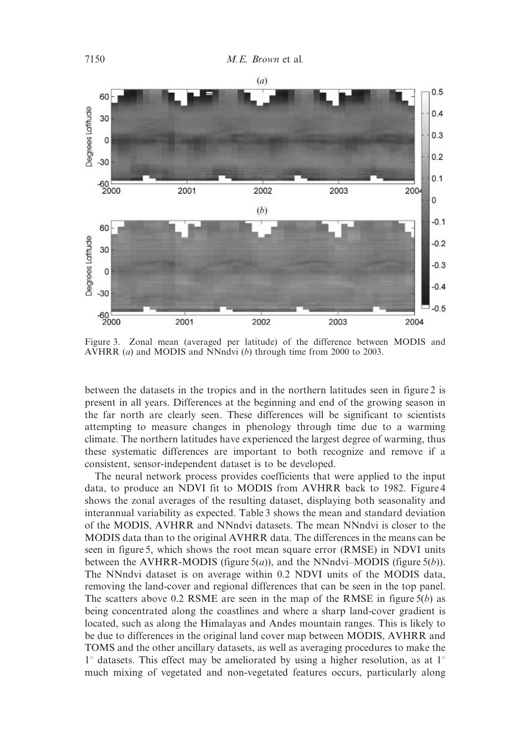Figure 3. Zonal mean (averaged per latitude) of the difference between MODIS and AVHRR (*a*) and MODIS and NNndvi (*b*) through time from 2000 to 2003.

between the datasets in the tropics and in the northern latitudes seen in figure 2 is present in all years. Differences at the beginning and end of the growing season in the far north are clearly seen. These differences will be significant to scientists attempting to measure changes in phenology through time due to a warming climate. The northern latitudes have experienced the largest degree of warming, thus these systematic differences are important to both recognize and remove if a consistent, sensor-independent dataset is to be developed.

The neural network process provides coefficients that were applied to the input data, to produce an NDVI fit to MODIS from AVHRR back to 1982. Figure 4 shows the zonal averages of the resulting dataset, displaying both seasonality and interannual variability as expected. Table 3 shows the mean and standard deviation of the MODIS, AVHRR and NNndvi datasets. The mean NNndvi is closer to the MODIS data than to the original AVHRR data. The differences in the means can be seen in figure 5, which shows the root mean square error (RMSE) in NDVI units between the AVHRR-MODIS (figure 5(*a*)), and the NNndvi–MODIS (figure 5(*b*)). The NNndvi dataset is on average within 0.2 NDVI units of the MODIS data, removing the land-cover and regional differences that can be seen in the top panel. The scatters above 0.2 RSME are seen in the map of the RMSE in figure 5(*b*) as being concentrated along the coastlines and where a sharp land-cover gradient is located, such as along the Himalayas and Andes mountain ranges. This is likely to be due to differences in the original land cover map between MODIS, AVHRR and TOMS and the other ancillary datasets, as well as averaging procedures to make the 1° datasets. This effect may be ameliorated by using a higher resolution, as at 1° much mixing of vegetated and non-vegetated features occurs, particularly along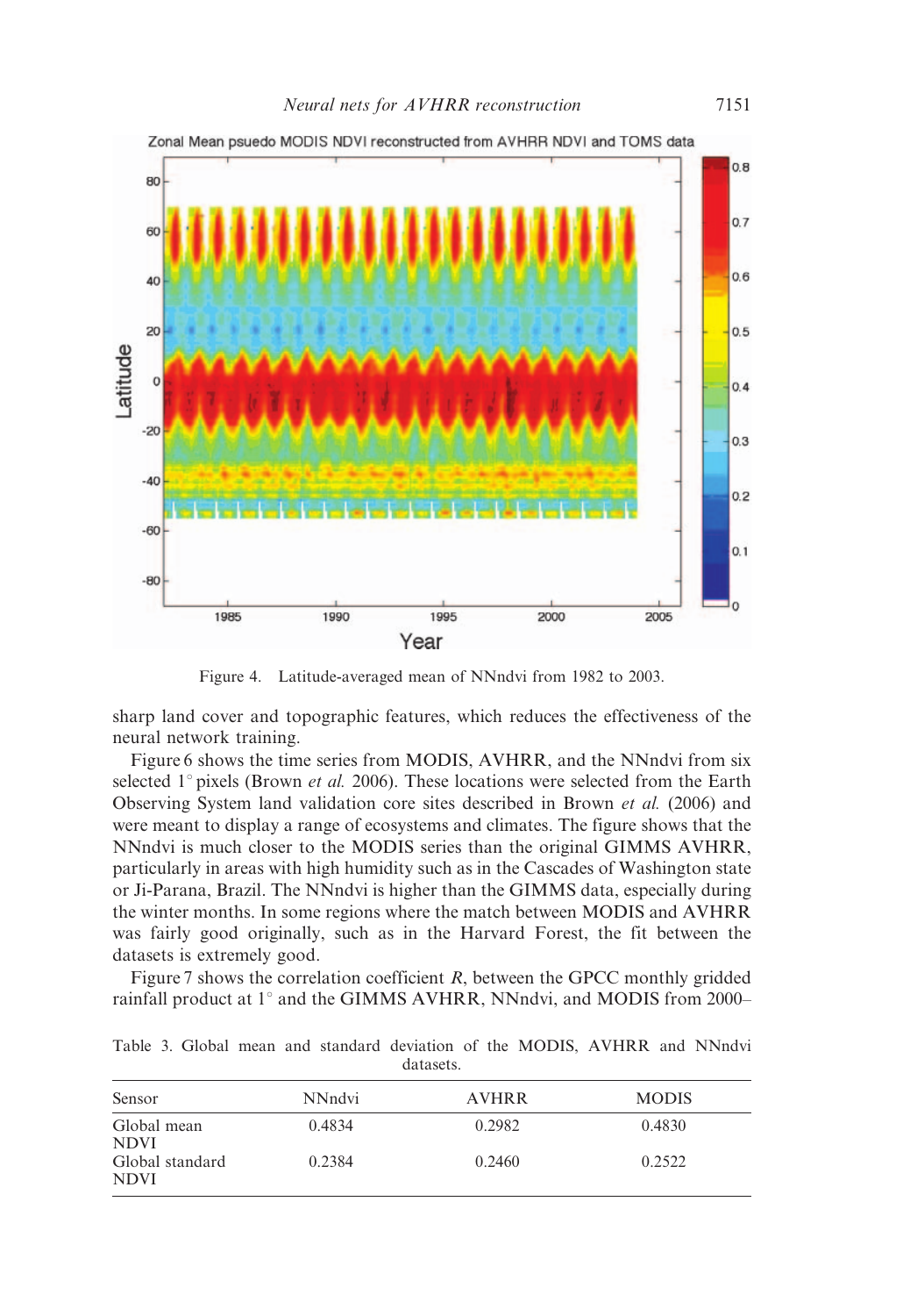Figure 4. Latitude-averaged mean of NNndvi from 1982 to 2003.

sharp land cover and topographic features, which reduces the effectiveness of the neural network training.

Figure 6 shows the time series from MODIS, AVHRR, and the NNndvi from six selected 1° pixels (Brown *et al.* 2006). These locations were selected from the Earth Observing System land validation core sites described in Brown *et al.* (2006) and were meant to display a range of ecosystems and climates. The figure shows that the NNndvi is much closer to the MODIS series than the original GIMMS AVHRR, particularly in areas with high humidity such as in the Cascades of Washington state or Ji-Parana, Brazil. The NNndvi is higher than the GIMMS data, especially during the winter months. In some regions where the match between MODIS and AVHRR was fairly good originally, such as in the Harvard Forest, the fit between the datasets is extremely good.

Figure 7 shows the correlation coefficient $R$, between the GPCC monthly gridded rainfall product at 1° and the GIMMS AVHRR, NNndvi, and MODIS from 2000–

Table 3. Global mean and standard deviation of the MODIS, AVHRR and NNndvi datasets.

| Sensor | NNndvi | AVHRR | MODIS |
|---|---|---|---|
| Global mean NDVI | 0.4834 | 0.2982 | 0.4830 |
| Global standard NDVI | 0.2384 | 0.2460 | 0.2522 |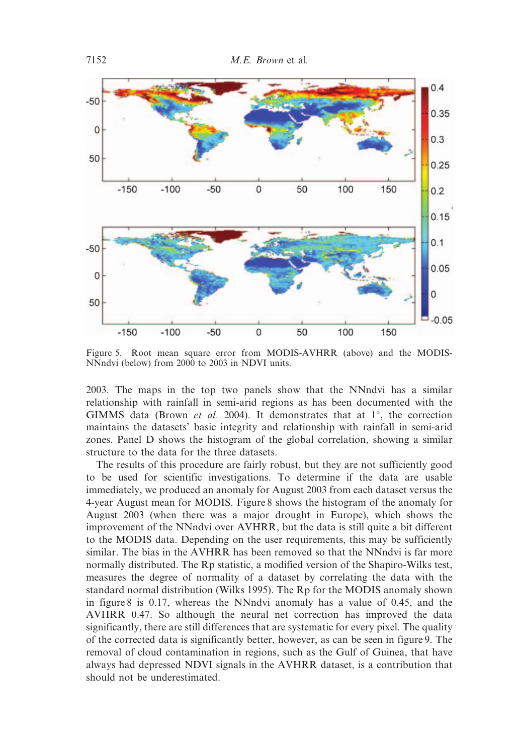Figure 5. Root mean square error from MODIS-AVHRR (above) and the MODIS-NNndvi (below) from 2000 to 2003 in NDVI units.

2003. The maps in the top two panels show that the NNndvi has a similar relationship with rainfall in semi-arid regions as has been documented with the GIMMS data (Brown *et al.* 2004). It demonstrates that at 1°, the correction maintains the datasets' basic integrity and relationship with rainfall in semi-arid zones. Panel D shows the histogram of the global correlation, showing a similar structure to the data for the three datasets.

The results of this procedure are fairly robust, but they are not sufficiently good to be used for scientific investigations. To determine if the data are usable immediately, we produced an anomaly for August 2003 from each dataset versus the 4-year August mean for MODIS. Figure 8 shows the histogram of the anomaly for August 2003 (when there was a major drought in Europe), which shows the improvement of the NNndvi over AVHRR, but the data is still quite a bit different to the MODIS data. Depending on the user requirements, this may be sufficiently similar. The bias in the AVHRR has been removed so that the NNndvi is far more normally distributed. The Rp statistic, a modified version of the Shapiro-Wilks test, measures the degree of normality of a dataset by correlating the data with the standard normal distribution (Wilks 1995). The Rp for the MODIS anomaly shown in figure 8 is 0.17, whereas the NNndvi anomaly has a value of 0.45, and the AVHRR 0.47. So although the neural net correction has improved the data significantly, there are still differences that are systematic for every pixel. The quality of the corrected data is significantly better, however, as can be seen in figure 9. The removal of cloud contamination in regions, such as the Gulf of Guinea, that have always had depressed NDVI signals in the AVHRR dataset, is a contribution that should not be underestimated.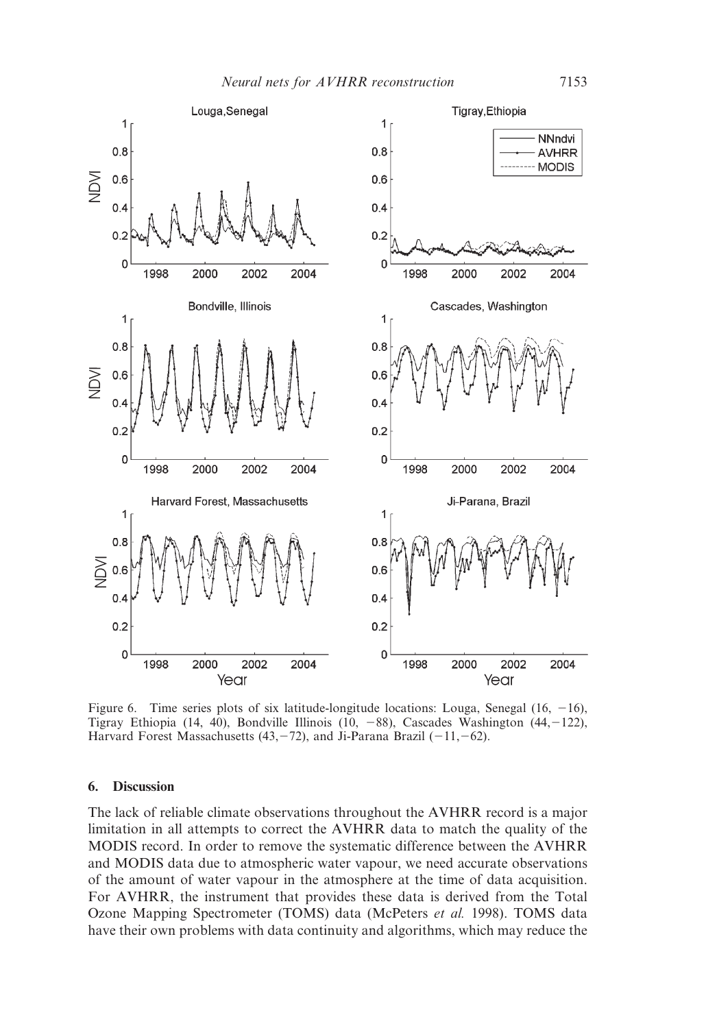Figure 6. Time series plots of six latitude-longitude locations: Louga, Senegal (16, −16), Tigray Ethiopia (14, 40), Bondville Illinois (10, −88), Cascades Washington (44, −122), Harvard Forest Massachusetts (43, −72), and Ji-Parana Brazil (−11, −62).

## 6. Discussion

The lack of reliable climate observations throughout the AVHRR record is a major limitation in all attempts to correct the AVHRR data to match the quality of the MODIS record. In order to remove the systematic difference between the AVHRR and MODIS data due to atmospheric water vapour, we need accurate observations of the amount of water vapour in the atmosphere at the time of data acquisition. For AVHRR, the instrument that provides these data is derived from the Total Ozone Mapping Spectrometer (TOMS) data (McPeters *et al.* 1998). TOMS data have their own problems with data continuity and algorithms, which may reduce the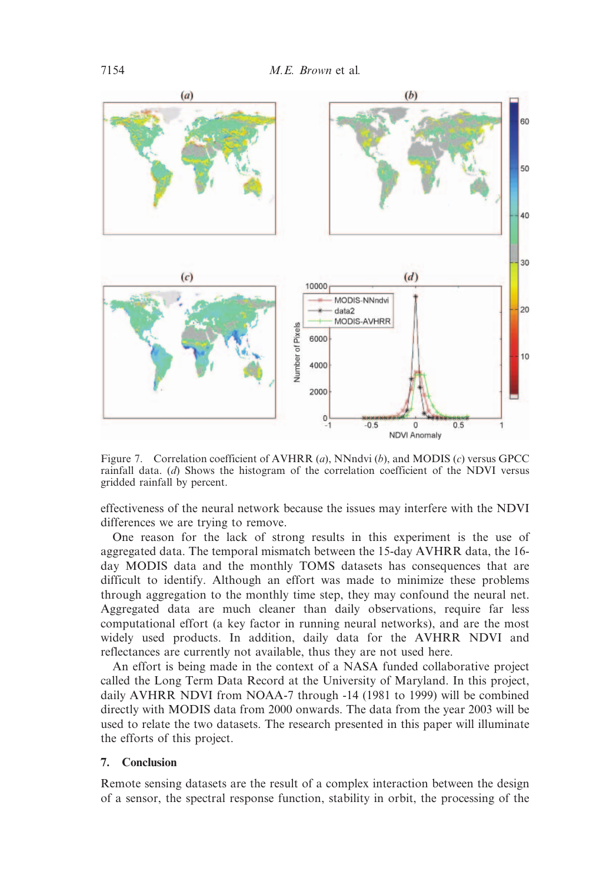Figure 7. Correlation coefficient of AVHRR (*a*), NNndvi (*b*), and MODIS (*c*) versus GPCC rainfall data. (*d*) Shows the histogram of the correlation coefficient of the NDVI versus gridded rainfall by percent.

effectiveness of the neural network because the issues may interfere with the NDVI differences we are trying to remove.

One reason for the lack of strong results in this experiment is the use of aggregated data. The temporal mismatch between the 15-day AVHRR data, the 16-day MODIS data and the monthly TOMS datasets has consequences that are difficult to identify. Although an effort was made to minimize these problems through aggregation to the monthly time step, they may confound the neural net. Aggregated data are much cleaner than daily observations, require far less computational effort (a key factor in running neural networks), and are the most widely used products. In addition, daily data for the AVHRR NDVI and reflectances are currently not available, thus they are not used here.

An effort is being made in the context of a NASA funded collaborative project called the Long Term Data Record at the University of Maryland. In this project, daily AVHRR NDVI from NOAA-7 through -14 (1981 to 1999) will be combined directly with MODIS data from 2000 onwards. The data from the year 2003 will be used to relate the two datasets. The research presented in this paper will illuminate the efforts of this project.

## 7. Conclusion

Remote sensing datasets are the result of a complex interaction between the design of a sensor, the spectral response function, stability in orbit, the processing of the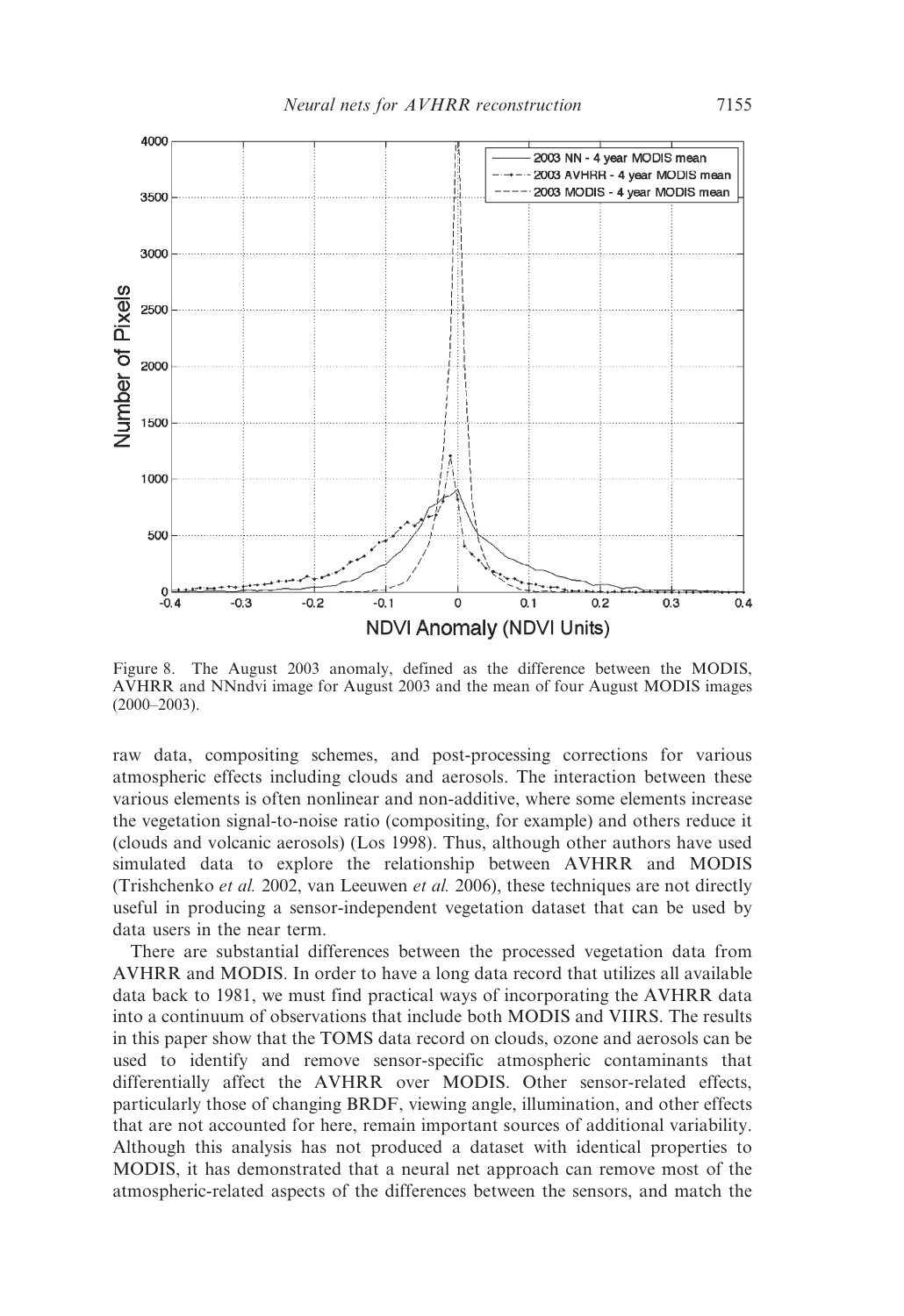Figure 8. The August 2003 anomaly, defined as the difference between the MODIS, AVHRR and NNndvi image for August 2003 and the mean of four August MODIS images (2000–2003).

raw data, compositing schemes, and post-processing corrections for various atmospheric effects including clouds and aerosols. The interaction between these various elements is often nonlinear and non-additive, where some elements increase the vegetation signal-to-noise ratio (compositing, for example) and others reduce it (clouds and volcanic aerosols) (Los 1998). Thus, although other authors have used simulated data to explore the relationship between AVHRR and MODIS (Trishchenko *et al.* 2002, van Leeuwen *et al.* 2006), these techniques are not directly useful in producing a sensor-independent vegetation dataset that can be used by data users in the near term.

There are substantial differences between the processed vegetation data from AVHRR and MODIS. In order to have a long data record that utilizes all available data back to 1981, we must find practical ways of incorporating the AVHRR data into a continuum of observations that include both MODIS and VIIRS. The results in this paper show that the TOMS data record on clouds, ozone and aerosols can be used to identify and remove sensor-specific atmospheric contaminants that differentially affect the AVHRR over MODIS. Other sensor-related effects, particularly those of changing BRDF, viewing angle, illumination, and other effects that are not accounted for here, remain important sources of additional variability. Although this analysis has not produced a dataset with identical properties to MODIS, it has demonstrated that a neural net approach can remove most of the atmospheric-related aspects of the differences between the sensors, and match the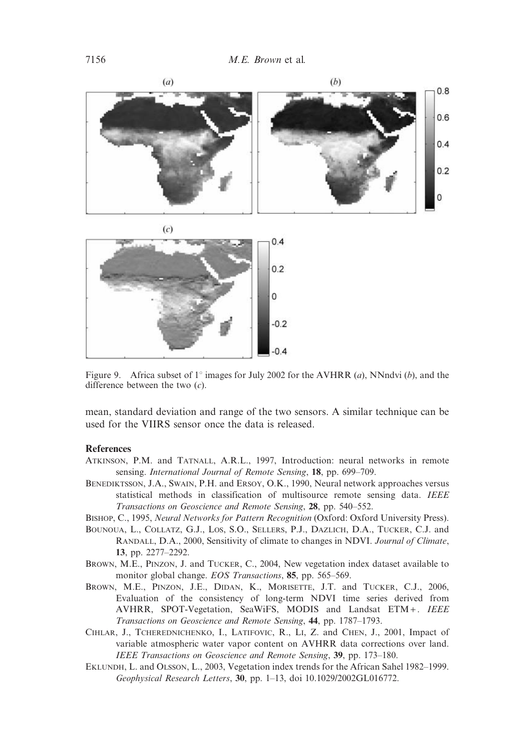Figure 9. Africa subset of 1° images for July 2002 for the AVHRR (*a*), NNndvi (*b*), and the difference between the two (*c*).

mean, standard deviation and range of the two sensors. A similar technique can be used for the VIIRS sensor once the data is released.

## References

Atkinson, P.M. and Tatnall, A.R.L., 1997, Introduction: neural networks in remote sensing. *International Journal of Remote Sensing*, **18**, pp. 699–709.

Benediktsson, J.A., Swain, P.H. and Ersoy, O.K., 1990, Neural network approaches versus statistical methods in classification of multisource remote sensing data. *IEEE Transactions on Geoscience and Remote Sensing*, **28**, pp. 540–552.

Bishop, C., 1995, *Neural Networks for Pattern Recognition* (Oxford: Oxford University Press).

Bounoua, L., Collatz, G.J., Los, S.O., Sellers, P.J., Dazlich, D.A., Tucker, C.J. and Randall, D.A., 2000, Sensitivity of climate to changes in NDVI. *Journal of Climate*, **13**, pp. 2277–2292.

Brown, M.E., Pinzon, J. and Tucker, C., 2004, New vegetation index dataset available to monitor global change. *EOS Transactions*, **85**, pp. 565–569.

Brown, M.E., Pinzon, J.E., Didan, K., Morisette, J.T. and Tucker, C.J., 2006, Evaluation of the consistency of long-term NDVI time series derived from AVHRR, SPOT-Vegetation, SeaWiFS, MODIS and Landsat ETM+. *IEEE Transactions on Geoscience and Remote Sensing*, **44**, pp. 1787–1793.

Cihlar, J., Tcherednichenko, I., Latifovic, R., Li, Z. and Chen, J., 2001, Impact of variable atmospheric water vapor content on AVHRR data corrections over land. *IEEE Transactions on Geoscience and Remote Sensing*, **39**, pp. 173–180.

Eklundh, L. and Olsson, L., 2003, Vegetation index trends for the African Sahel 1982–1999. *Geophysical Research Letters*, **30**, pp. 1–13, doi 10.1029/2002GL016772.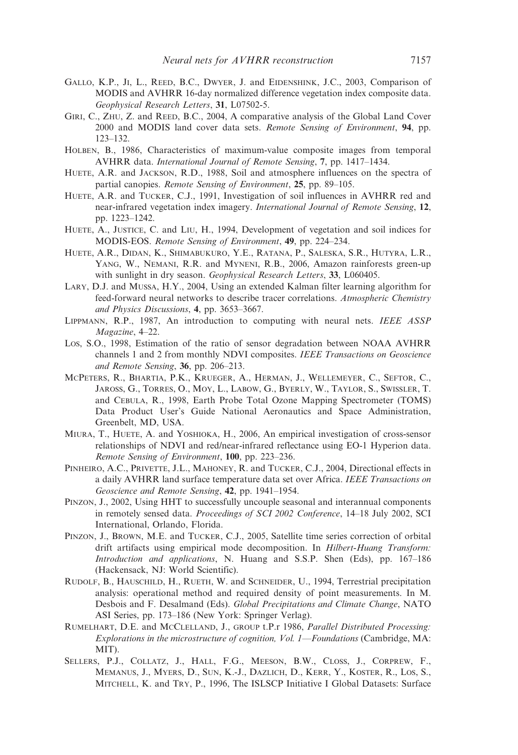Gallo, K.P., Ji, L., Reed, B.C., Dwyer, J. and Eidenshink, J.C., 2003, Comparison of MODIS and AVHRR 16-day normalized difference vegetation index composite data. *Geophysical Research Letters*, **31**, L07502-5.

Giri, C., Zhu, Z. and Reed, B.C., 2004, A comparative analysis of the Global Land Cover 2000 and MODIS land cover data sets. *Remote Sensing of Environment*, **94**, pp. 123–132.

Holben, B., 1986, Characteristics of maximum-value composite images from temporal AVHRR data. *International Journal of Remote Sensing*, **7**, pp. 1417–1434.

Huete, A.R. and Jackson, R.D., 1988, Soil and atmosphere influences on the spectra of partial canopies. *Remote Sensing of Environment*, **25**, pp. 89–105.

Huete, A.R. and Tucker, C.J., 1991, Investigation of soil influences in AVHRR red and near-infrared vegetation index imagery. *International Journal of Remote Sensing*, **12**, pp. 1223–1242.

Huete, A., Justice, C. and Liu, H., 1994, Development of vegetation and soil indices for MODIS-EOS. *Remote Sensing of Environment*, **49**, pp. 224–234.

Huete, A.R., Didan, K., Shimabukuro, Y.E., Ratana, P., Saleska, S.R., Hutyra, L.R., Yang, W., Nemani, R.R. and Myneni, R.B., 2006, Amazon rainforests green-up with sunlight in dry season. *Geophysical Research Letters*, **33**, L060405.

Lary, D.J. and Mussa, H.Y., 2004, Using an extended Kalman filter learning algorithm for feed-forward neural networks to describe tracer correlations. *Atmospheric Chemistry and Physics Discussions*, **4**, pp. 3653–3667.

Lippmann, R.P., 1987, An introduction to computing with neural nets. *IEEE ASSP Magazine*, 4–22.

Los, S.O., 1998, Estimation of the ratio of sensor degradation between NOAA AVHRR channels 1 and 2 from monthly NDVI composites. *IEEE Transactions on Geoscience and Remote Sensing*, **36**, pp. 206–213.

McPeters, R., Bhartia, P.K., Krueger, A., Herman, J., Wellemeyer, C., Seftor, C., Jaross, G., Torres, O., Moy, L., Labow, G., Byerly, W., Taylor, S., Swissler, T. and Cebula, R., 1998, Earth Probe Total Ozone Mapping Spectrometer (TOMS) Data Product User's Guide National Aeronautics and Space Administration, Greenbelt, MD, USA.

Miura, T., Huete, A. and Yoshioka, H., 2006, An empirical investigation of cross-sensor relationships of NDVI and red/near-infrared reflectance using EO-1 Hyperion data. *Remote Sensing of Environment*, **100**, pp. 223–236.

Pinheiro, A.C., Privette, J.L., Mahoney, R. and Tucker, C.J., 2004, Directional effects in a daily AVHRR land surface temperature data set over Africa. *IEEE Transactions on Geoscience and Remote Sensing*, **42**, pp. 1941–1954.

Pinzon, J., 2002, Using HHT to successfully uncouple seasonal and interannual components in remotely sensed data. *Proceedings of SCI 2002 Conference*, 14–18 July 2002, SCI International, Orlando, Florida.

Pinzon, J., Brown, M.E. and Tucker, C.J., 2005, Satellite time series correction of orbital drift artifacts using empirical mode decomposition. In *Hilbert-Huang Transform: Introduction and applications*, N. Huang and S.S.P. Shen (Eds), pp. 167–186 (Hackensack, NJ: World Scientific).

Rudolf, B., Hauschild, H., Rueth, W. and Schneider, U., 1994, Terrestrial precipitation analysis: operational method and required density of point measurements. In M. Desbois and F. Desalmand (Eds). *Global Precipitations and Climate Change*, NATO ASI Series, pp. 173–186 (New York: Springer Verlag).

Rumelhart, D.E. and McClelland, J., group t.P.r 1986, *Parallel Distributed Processing: Explorations in the microstructure of cognition, Vol. 1—Foundations* (Cambridge, MA: MIT).

Sellers, P.J., Collatz, J., Hall, F.G., Meeson, B.W., Closs, J., Corprew, F., Memanus, J., Myers, D., Sun, K.-J., Dazlich, D., Kerr, Y., Koster, R., Los, S., Mitchell, K. and Try, P., 1996, The ISLSCP Initiative I Global Datasets: Surface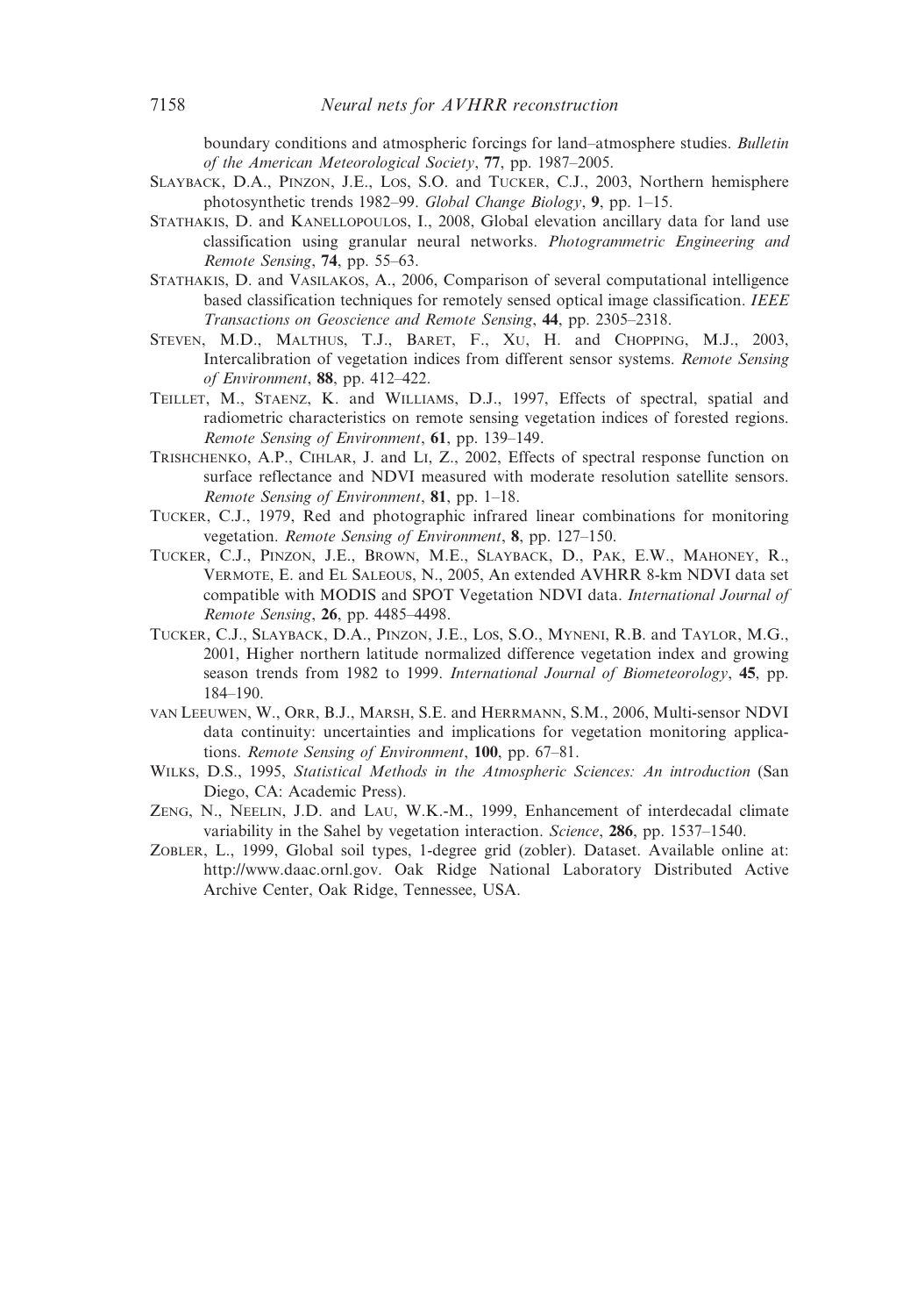boundary conditions and atmospheric forcings for land–atmosphere studies. *Bulletin of the American Meteorological Society*, **77**, pp. 1987–2005.

Slayback, D.A., Pinzon, J.E., Los, S.O. and Tucker, C.J., 2003, Northern hemisphere photosynthetic trends 1982–99. *Global Change Biology*, **9**, pp. 1–15.

Stathakis, D. and Kanellopoulos, I., 2008, Global elevation ancillary data for land use classification using granular neural networks. *Photogrammetric Engineering and Remote Sensing*, **74**, pp. 55–63.

Stathakis, D. and Vasilakos, A., 2006, Comparison of several computational intelligence based classification techniques for remotely sensed optical image classification. *IEEE Transactions on Geoscience and Remote Sensing*, **44**, pp. 2305–2318.

Steven, M.D., Malthus, T.J., Baret, F., Xu, H. and Chopping, M.J., 2003, Intercalibration of vegetation indices from different sensor systems. *Remote Sensing of Environment*, **88**, pp. 412–422.

Teillet, M., Staenz, K. and Williams, D.J., 1997, Effects of spectral, spatial and radiometric characteristics on remote sensing vegetation indices of forested regions. *Remote Sensing of Environment*, **61**, pp. 139–149.

Trishchenko, A.P., Cihlar, J. and Li, Z., 2002, Effects of spectral response function on surface reflectance and NDVI measured with moderate resolution satellite sensors. *Remote Sensing of Environment*, **81**, pp. 1–18.

Tucker, C.J., 1979, Red and photographic infrared linear combinations for monitoring vegetation. *Remote Sensing of Environment*, **8**, pp. 127–150.

Tucker, C.J., Pinzon, J.E., Brown, M.E., Slayback, D., Pak, E.W., Mahoney, R., Vermote, E. and El Saleous, N., 2005, An extended AVHRR 8-km NDVI data set compatible with MODIS and SPOT Vegetation NDVI data. *International Journal of Remote Sensing*, **26**, pp. 4485–4498.

Tucker, C.J., Slayback, D.A., Pinzon, J.E., Los, S.O., Myneni, R.B. and Taylor, M.G., 2001, Higher northern latitude normalized difference vegetation index and growing season trends from 1982 to 1999. *International Journal of Biometeorology*, **45**, pp. 184–190.

van Leeuwen, W., Orr, B.J., Marsh, S.E. and Herrmann, S.M., 2006, Multi-sensor NDVI data continuity: uncertainties and implications for vegetation monitoring applications. *Remote Sensing of Environment*, **100**, pp. 67–81.

Wilks, D.S., 1995, *Statistical Methods in the Atmospheric Sciences: An introduction* (San Diego, CA: Academic Press).

Zeng, N., Neelin, J.D. and Lau, W.K.-M., 1999, Enhancement of interdecadal climate variability in the Sahel by vegetation interaction. *Science*, **286**, pp. 1537–1540.

Zobler, L., 1999, Global soil types, 1-degree grid (zobler). Dataset. Available online at: http://www.daac.ornl.gov. Oak Ridge National Laboratory Distributed Active Archive Center, Oak Ridge, Tennessee, USA.